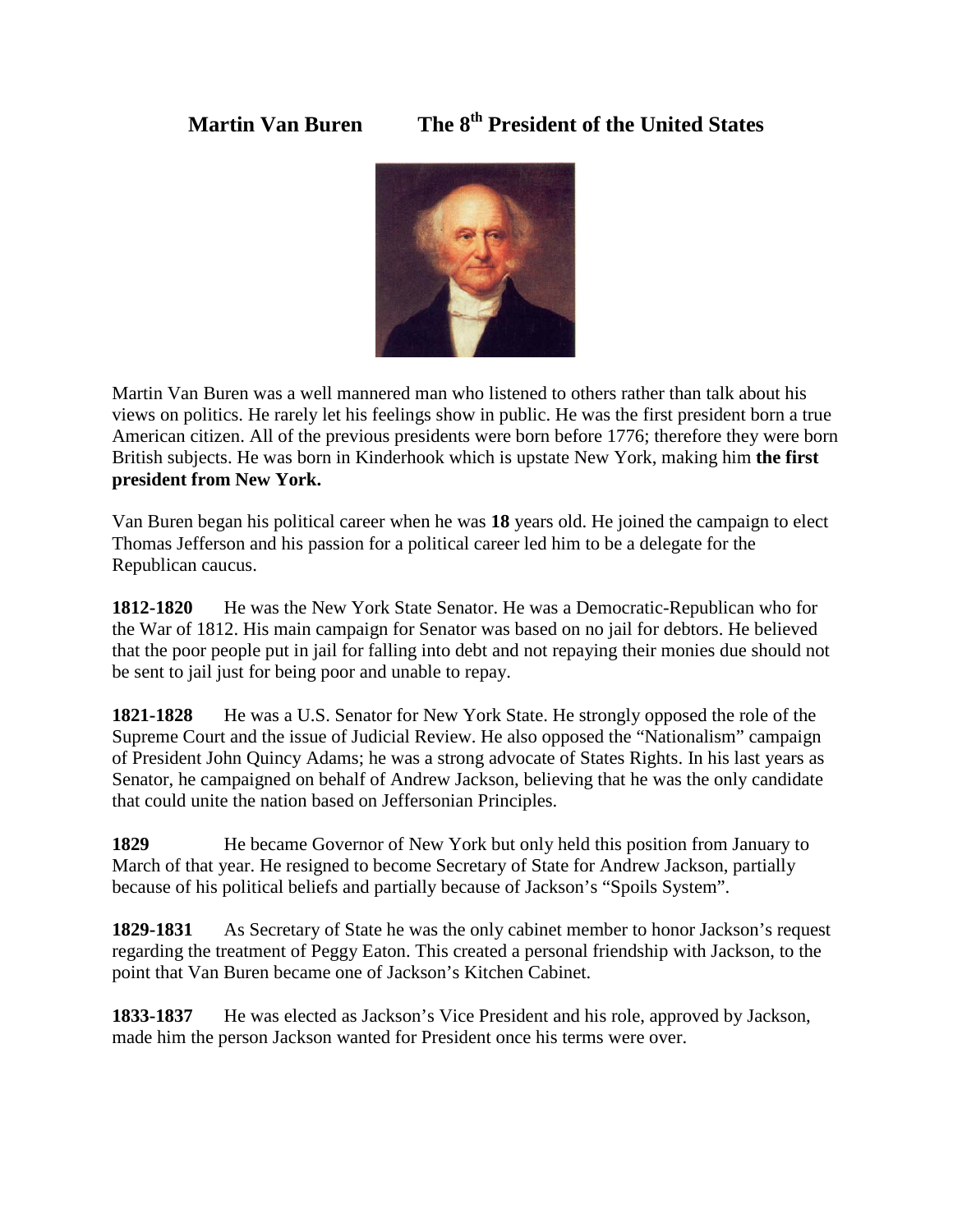# Martin Van Buren The 8th President of the United States

Martin Van Buren was a well mannered man who listened to others rather than talk about his views on politics. He rarely let his feelings show in public. He was the first president born a true American citizen. All of the previous presidents were born before 1776; therefore they were born British subjects. He was born in Kinderhook which is upstate New York, making him **the first president from New York.**

Van Buren began his political career when he was **18** years old. He joined the campaign to elect Thomas Jefferson and his passion for a political career led him to be a delegate for the Republican caucus.

**1812-1820** He was the New York State Senator. He was a Democratic-Republican who for the War of 1812. His main campaign for Senator was based on no jail for debtors. He believed that the poor people put in jail for falling into debt and not repaying their monies due should not be sent to jail just for being poor and unable to repay.

**1821-1828** He was a U.S. Senator for New York State. He strongly opposed the role of the Supreme Court and the issue of Judicial Review. He also opposed the "Nationalism" campaign of President John Quincy Adams; he was a strong advocate of States Rights. In his last years as Senator, he campaigned on behalf of Andrew Jackson, believing that he was the only candidate that could unite the nation based on Jeffersonian Principles.

**1829** He became Governor of New York but only held this position from January to March of that year. He resigned to become Secretary of State for Andrew Jackson, partially because of his political beliefs and partially because of Jackson's "Spoils System".

**1829-1831** As Secretary of State he was the only cabinet member to honor Jackson's request regarding the treatment of Peggy Eaton. This created a personal friendship with Jackson, to the point that Van Buren became one of Jackson's Kitchen Cabinet.

**1833-1837** He was elected as Jackson's Vice President and his role, approved by Jackson, made him the person Jackson wanted for President once his terms were over.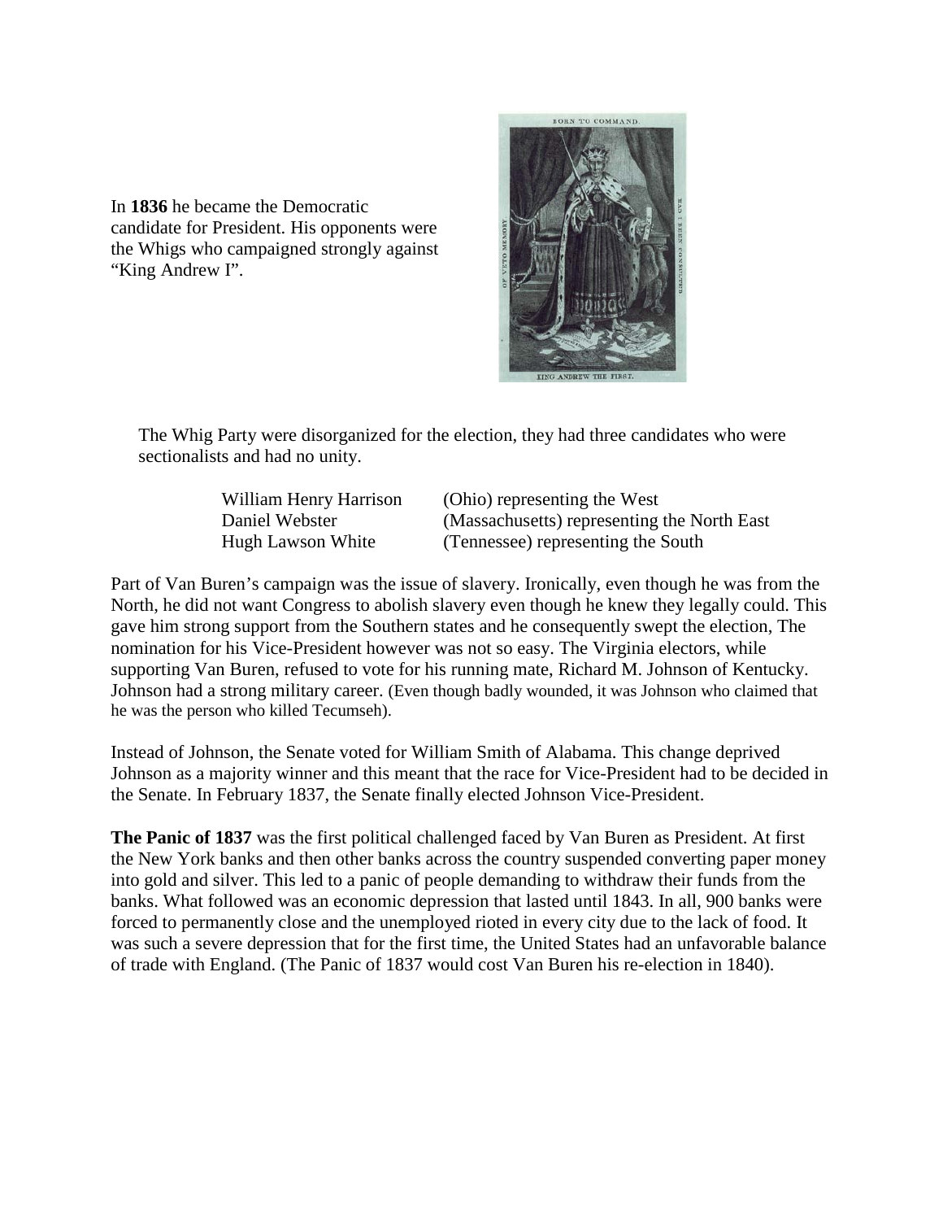In **1836** he became the Democratic candidate for President. His opponents were the Whigs who campaigned strongly against "King Andrew I".

The Whig Party were disorganized for the election, they had three candidates who were sectionalists and had no unity.

| | |
|---|---|
| William Henry Harrison | (Ohio) representing the West |
| Daniel Webster | (Massachusetts) representing the North East |
| Hugh Lawson White | (Tennessee) representing the South |

Part of Van Buren's campaign was the issue of slavery. Ironically, even though he was from the North, he did not want Congress to abolish slavery even though he knew they legally could. This gave him strong support from the Southern states and he consequently swept the election, The nomination for his Vice-President however was not so easy. The Virginia electors, while supporting Van Buren, refused to vote for his running mate, Richard M. Johnson of Kentucky. Johnson had a strong military career. (Even though badly wounded, it was Johnson who claimed that he was the person who killed Tecumseh).

Instead of Johnson, the Senate voted for William Smith of Alabama. This change deprived Johnson as a majority winner and this meant that the race for Vice-President had to be decided in the Senate. In February 1837, the Senate finally elected Johnson Vice-President.

**The Panic of 1837** was the first political challenged faced by Van Buren as President. At first the New York banks and then other banks across the country suspended converting paper money into gold and silver. This led to a panic of people demanding to withdraw their funds from the banks. What followed was an economic depression that lasted until 1843. In all, 900 banks were forced to permanently close and the unemployed rioted in every city due to the lack of food. It was such a severe depression that for the first time, the United States had an unfavorable balance of trade with England. (The Panic of 1837 would cost Van Buren his re-election in 1840).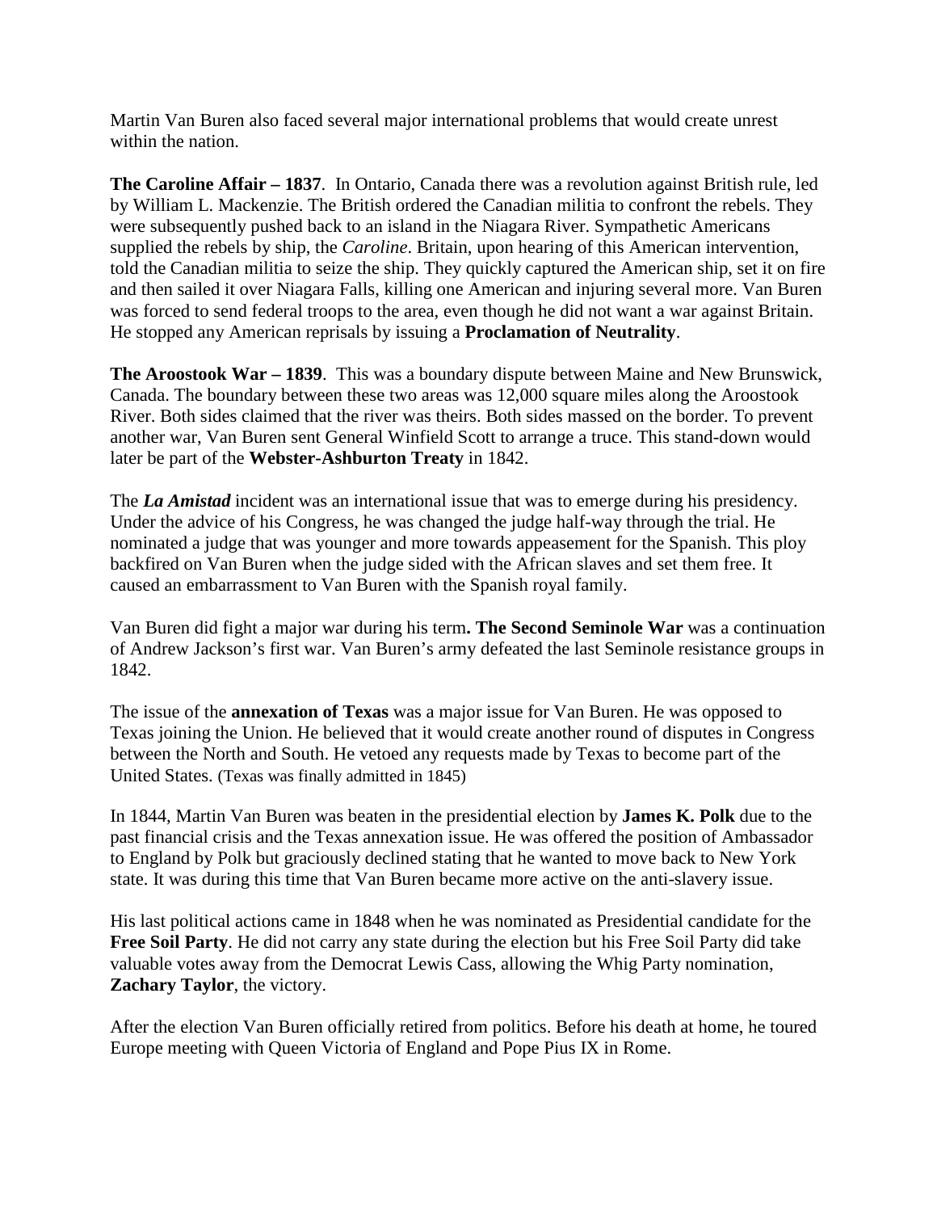Martin Van Buren also faced several major international problems that would create unrest within the nation.

**The Caroline Affair – 1837**. In Ontario, Canada there was a revolution against British rule, led by William L. Mackenzie. The British ordered the Canadian militia to confront the rebels. They were subsequently pushed back to an island in the Niagara River. Sympathetic Americans supplied the rebels by ship, the *Caroline*. Britain, upon hearing of this American intervention, told the Canadian militia to seize the ship. They quickly captured the American ship, set it on fire and then sailed it over Niagara Falls, killing one American and injuring several more. Van Buren was forced to send federal troops to the area, even though he did not want a war against Britain. He stopped any American reprisals by issuing a **Proclamation of Neutrality**.

**The Aroostook War – 1839**. This was a boundary dispute between Maine and New Brunswick, Canada. The boundary between these two areas was 12,000 square miles along the Aroostook River. Both sides claimed that the river was theirs. Both sides massed on the border. To prevent another war, Van Buren sent General Winfield Scott to arrange a truce. This stand-down would later be part of the **Webster-Ashburton Treaty** in 1842.

The ***La Amistad*** incident was an international issue that was to emerge during his presidency. Under the advice of his Congress, he was changed the judge half-way through the trial. He nominated a judge that was younger and more towards appeasement for the Spanish. This ploy backfired on Van Buren when the judge sided with the African slaves and set them free. It caused an embarrassment to Van Buren with the Spanish royal family.

Van Buren did fight a major war during his term**. The Second Seminole War** was a continuation of Andrew Jackson's first war. Van Buren's army defeated the last Seminole resistance groups in 1842.

The issue of the **annexation of Texas** was a major issue for Van Buren. He was opposed to Texas joining the Union. He believed that it would create another round of disputes in Congress between the North and South. He vetoed any requests made by Texas to become part of the United States. (Texas was finally admitted in 1845)

In 1844, Martin Van Buren was beaten in the presidential election by **James K. Polk** due to the past financial crisis and the Texas annexation issue. He was offered the position of Ambassador to England by Polk but graciously declined stating that he wanted to move back to New York state. It was during this time that Van Buren became more active on the anti-slavery issue.

His last political actions came in 1848 when he was nominated as Presidential candidate for the **Free Soil Party**. He did not carry any state during the election but his Free Soil Party did take valuable votes away from the Democrat Lewis Cass, allowing the Whig Party nomination, **Zachary Taylor**, the victory.

After the election Van Buren officially retired from politics. Before his death at home, he toured Europe meeting with Queen Victoria of England and Pope Pius IX in Rome.